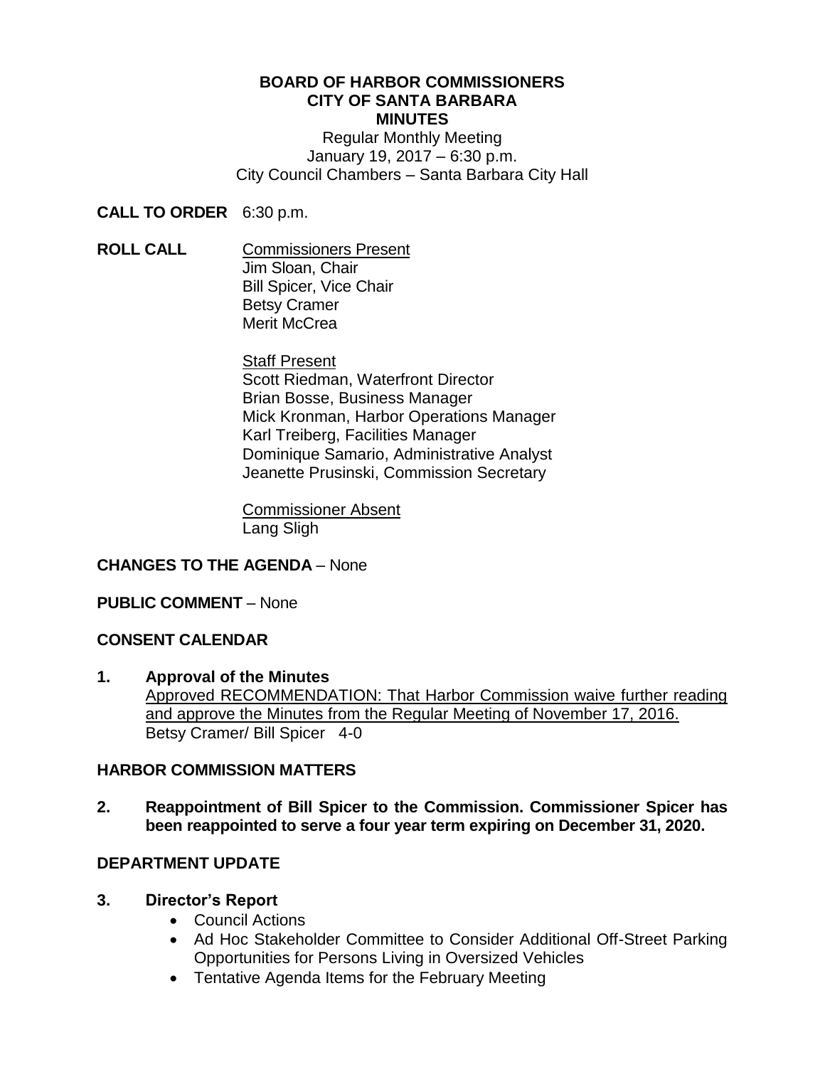**BOARD OF HARBOR COMMISSIONERS**
**CITY OF SANTA BARBARA**
**MINUTES**

Regular Monthly Meeting
January 19, 2017 – 6:30 p.m.
City Council Chambers – Santa Barbara City Hall

**CALL TO ORDER** 6:30 p.m.

**ROLL CALL**

Commissioners Present
Jim Sloan, Chair
Bill Spicer, Vice Chair
Betsy Cramer
Merit McCrea

Staff Present
Scott Riedman, Waterfront Director
Brian Bosse, Business Manager
Mick Kronman, Harbor Operations Manager
Karl Treiberg, Facilities Manager
Dominique Samario, Administrative Analyst
Jeanette Prusinski, Commission Secretary

Commissioner Absent
Lang Sligh

**CHANGES TO THE AGENDA** – None

**PUBLIC COMMENT** – None

**CONSENT CALENDAR**

**1. Approval of the Minutes**
Approved RECOMMENDATION: That Harbor Commission waive further reading and approve the Minutes from the Regular Meeting of November 17, 2016.
Betsy Cramer/ Bill Spicer 4-0

**HARBOR COMMISSION MATTERS**

**2. Reappointment of Bill Spicer to the Commission. Commissioner Spicer has been reappointed to serve a four year term expiring on December 31, 2020.**

**DEPARTMENT UPDATE**

**3. Director's Report**
- Council Actions
- Ad Hoc Stakeholder Committee to Consider Additional Off-Street Parking Opportunities for Persons Living in Oversized Vehicles
- Tentative Agenda Items for the February Meeting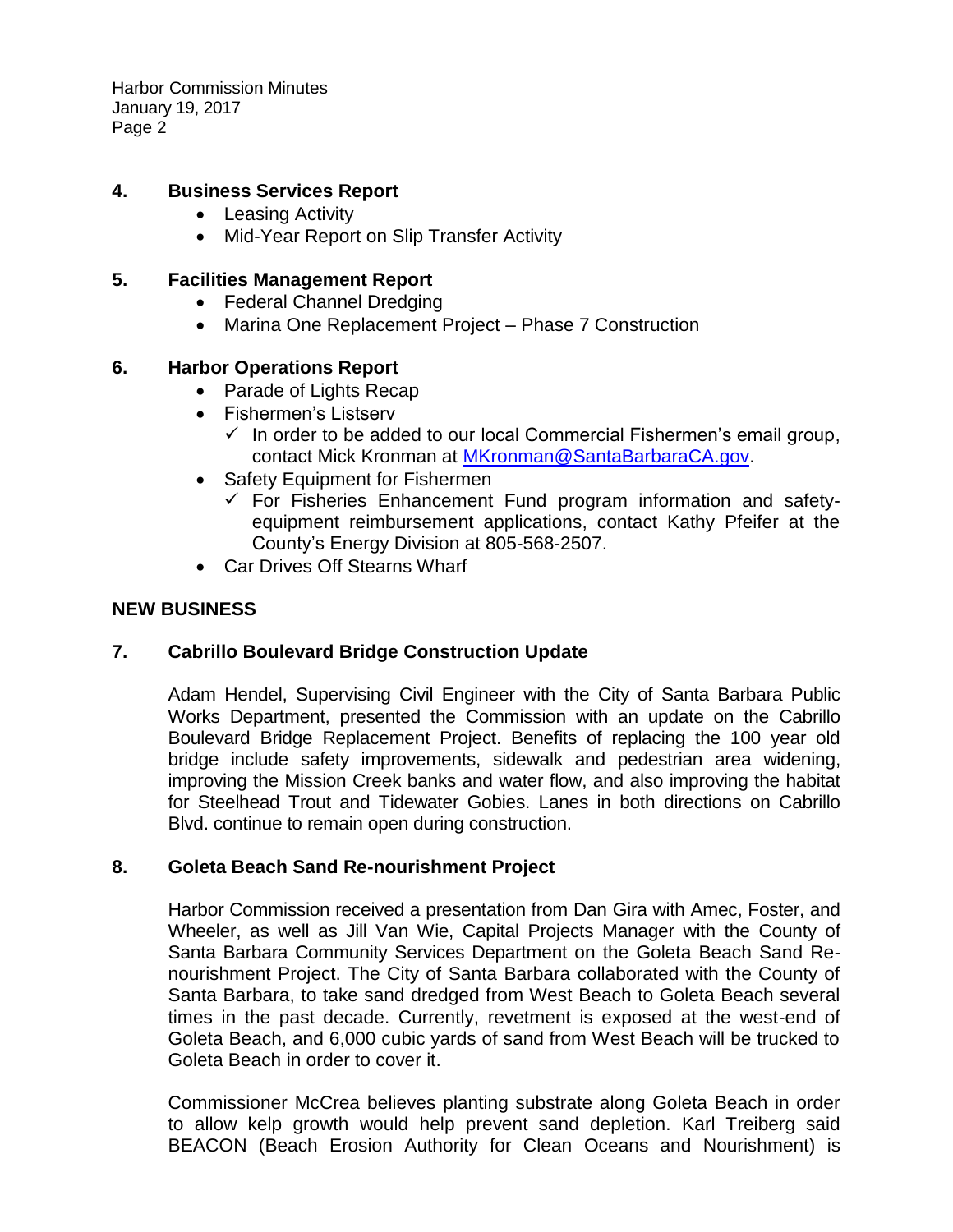**4. Business Services Report**

- Leasing Activity
- Mid-Year Report on Slip Transfer Activity

**5. Facilities Management Report**

- Federal Channel Dredging
- Marina One Replacement Project – Phase 7 Construction

**6. Harbor Operations Report**

- Parade of Lights Recap
- Fishermen's Listserv
  - ✓ In order to be added to our local Commercial Fishermen's email group, contact Mick Kronman at [MKronman@SantaBarbaraCA.gov](mailto:MKronman@SantaBarbaraCA.gov).
- Safety Equipment for Fishermen
  - ✓ For Fisheries Enhancement Fund program information and safety-equipment reimbursement applications, contact Kathy Pfeifer at the County's Energy Division at 805-568-2507.
- Car Drives Off Stearns Wharf

## NEW BUSINESS

**7. Cabrillo Boulevard Bridge Construction Update**

Adam Hendel, Supervising Civil Engineer with the City of Santa Barbara Public Works Department, presented the Commission with an update on the Cabrillo Boulevard Bridge Replacement Project. Benefits of replacing the 100 year old bridge include safety improvements, sidewalk and pedestrian area widening, improving the Mission Creek banks and water flow, and also improving the habitat for Steelhead Trout and Tidewater Gobies. Lanes in both directions on Cabrillo Blvd. continue to remain open during construction.

**8. Goleta Beach Sand Re-nourishment Project**

Harbor Commission received a presentation from Dan Gira with Amec, Foster, and Wheeler, as well as Jill Van Wie, Capital Projects Manager with the County of Santa Barbara Community Services Department on the Goleta Beach Sand Re-nourishment Project. The City of Santa Barbara collaborated with the County of Santa Barbara, to take sand dredged from West Beach to Goleta Beach several times in the past decade. Currently, revetment is exposed at the west-end of Goleta Beach, and 6,000 cubic yards of sand from West Beach will be trucked to Goleta Beach in order to cover it.

Commissioner McCrea believes planting substrate along Goleta Beach in order to allow kelp growth would help prevent sand depletion. Karl Treiberg said BEACON (Beach Erosion Authority for Clean Oceans and Nourishment) is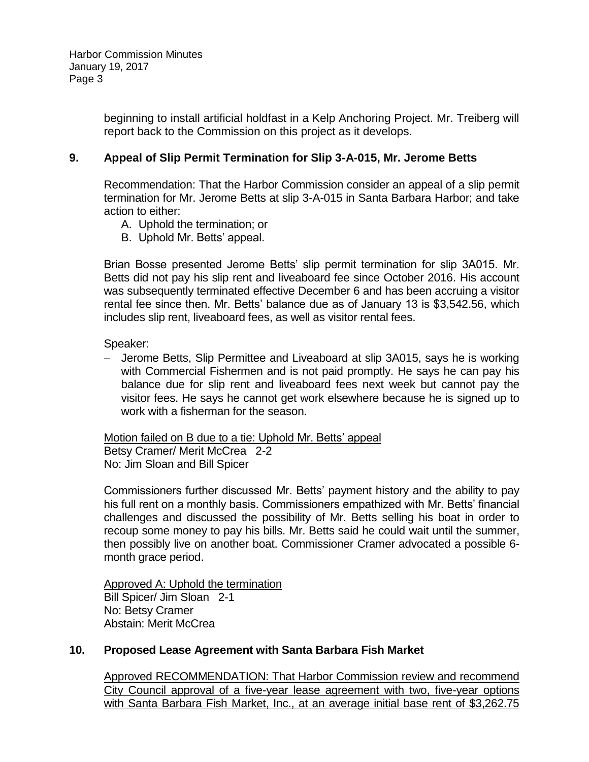beginning to install artificial holdfast in a Kelp Anchoring Project. Mr. Treiberg will report back to the Commission on this project as it develops.

## 9. Appeal of Slip Permit Termination for Slip 3-A-015, Mr. Jerome Betts

Recommendation: That the Harbor Commission consider an appeal of a slip permit termination for Mr. Jerome Betts at slip 3-A-015 in Santa Barbara Harbor; and take action to either:

A. Uphold the termination; or
B. Uphold Mr. Betts' appeal.

Brian Bosse presented Jerome Betts' slip permit termination for slip 3A015. Mr. Betts did not pay his slip rent and liveaboard fee since October 2016. His account was subsequently terminated effective December 6 and has been accruing a visitor rental fee since then. Mr. Betts' balance due as of January 13 is $3,542.56, which includes slip rent, liveaboard fees, as well as visitor rental fees.

Speaker:

- Jerome Betts, Slip Permittee and Liveaboard at slip 3A015, says he is working with Commercial Fishermen and is not paid promptly. He says he can pay his balance due for slip rent and liveaboard fees next week but cannot pay the visitor fees. He says he cannot get work elsewhere because he is signed up to work with a fisherman for the season.

Motion failed on B due to a tie: Uphold Mr. Betts' appeal
Betsy Cramer/ Merit McCrea 2-2
No: Jim Sloan and Bill Spicer

Commissioners further discussed Mr. Betts' payment history and the ability to pay his full rent on a monthly basis. Commissioners empathized with Mr. Betts' financial challenges and discussed the possibility of Mr. Betts selling his boat in order to recoup some money to pay his bills. Mr. Betts said he could wait until the summer, then possibly live on another boat. Commissioner Cramer advocated a possible 6-month grace period.

Approved A: Uphold the termination
Bill Spicer/ Jim Sloan 2-1
No: Betsy Cramer
Abstain: Merit McCrea

## 10. Proposed Lease Agreement with Santa Barbara Fish Market

Approved RECOMMENDATION: That Harbor Commission review and recommend City Council approval of a five-year lease agreement with two, five-year options with Santa Barbara Fish Market, Inc., at an average initial base rent of $3,262.75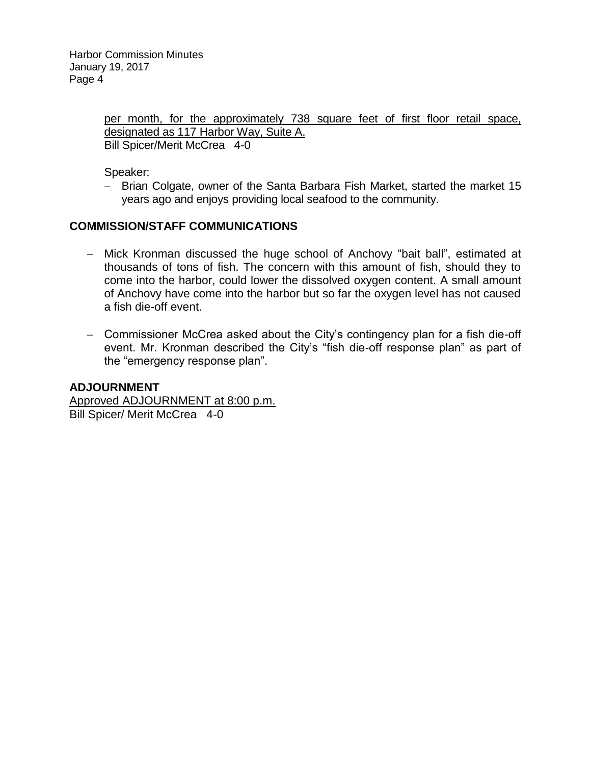per month, for the approximately 738 square feet of first floor retail space, designated as 117 Harbor Way, Suite A.
Bill Spicer/Merit McCrea 4-0

Speaker:

- Brian Colgate, owner of the Santa Barbara Fish Market, started the market 15 years ago and enjoys providing local seafood to the community.

## COMMISSION/STAFF COMMUNICATIONS

- Mick Kronman discussed the huge school of Anchovy "bait ball", estimated at thousands of tons of fish. The concern with this amount of fish, should they to come into the harbor, could lower the dissolved oxygen content. A small amount of Anchovy have come into the harbor but so far the oxygen level has not caused a fish die-off event.

- Commissioner McCrea asked about the City's contingency plan for a fish die-off event. Mr. Kronman described the City's "fish die-off response plan" as part of the "emergency response plan".

## ADJOURNMENT

Approved ADJOURNMENT at 8:00 p.m.
Bill Spicer/ Merit McCrea 4-0